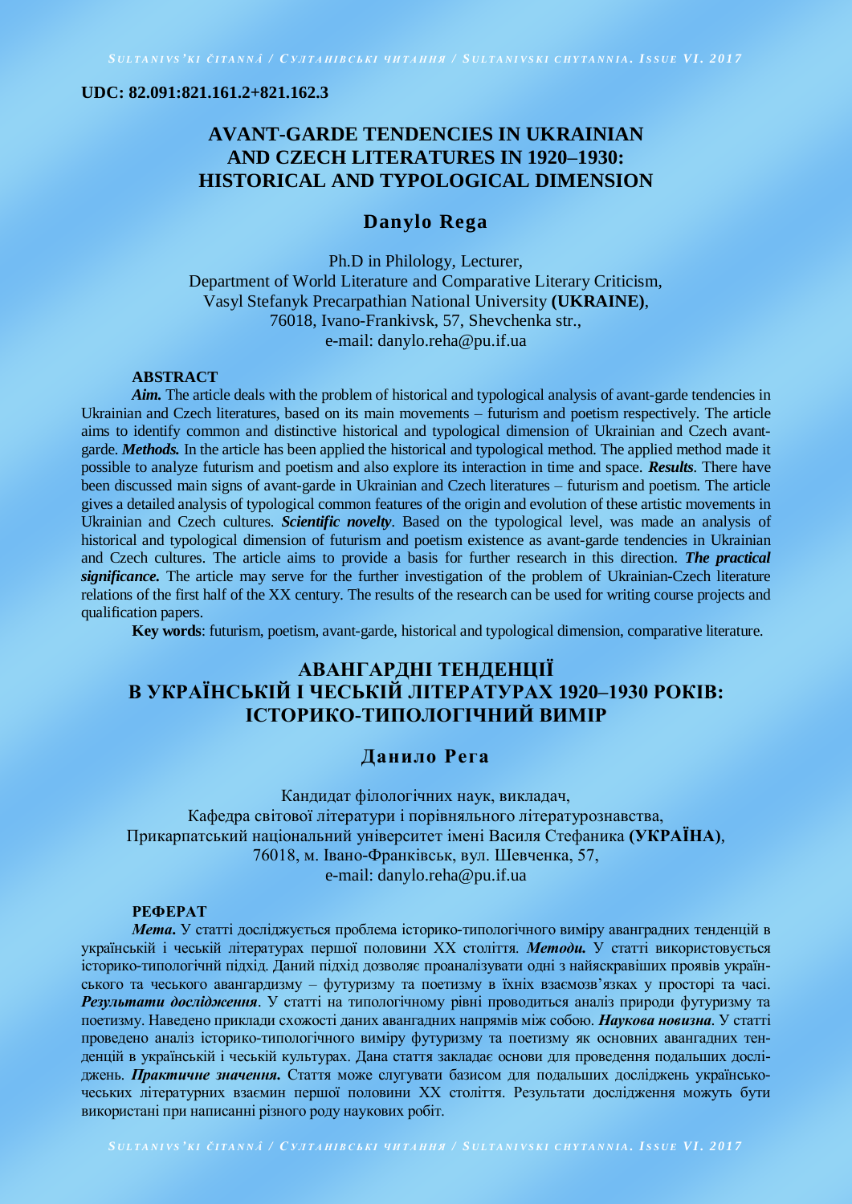**UDC: 82.091:821.161.2+821.162.3**

# AVANT-GARDE TENDENCIES IN UKRAINIAN AND CZECH LITERATURES IN 1920–1930: HISTORICAL AND TYPOLOGICAL DIMENSION

## Danylo Rega

Ph.D in Philology, Lecturer,
Department of World Literature and Comparative Literary Criticism,
Vasyl Stefanyk Precarpathian National University **(UKRAINE)**,
76018, Ivano-Frankivsk, 57, Shevchenka str.,
e-mail: danylo.reha@pu.if.ua

**ABSTRACT**

***Aim.*** The article deals with the problem of historical and typological analysis of avant-garde tendencies in Ukrainian and Czech literatures, based on its main movements – futurism and poetism respectively. The article aims to identify common and distinctive historical and typological dimension of Ukrainian and Czech avant-garde. ***Methods.*** In the article has been applied the historical and typological method. The applied method made it possible to analyze futurism and poetism and also explore its interaction in time and space. ***Results***. There have been discussed main signs of avant-garde in Ukrainian and Czech literatures – futurism and poetism. The article gives a detailed analysis of typological common features of the origin and evolution of these artistic movements in Ukrainian and Czech cultures. ***Scientific novelty***. Based on the typological level, was made an analysis of historical and typological dimension of futurism and poetism existence as avant-garde tendencies in Ukrainian and Czech cultures. The article aims to provide a basis for further research in this direction. ***The practical significance.*** The article may serve for the further investigation of the problem of Ukrainian-Czech literature relations of the first half of the XX century. The results of the research can be used for writing course projects and qualification papers.

**Key words**: futurism, poetism, avant-garde, historical and typological dimension, comparative literature.

# АВАНГАРДНІ ТЕНДЕНЦІЇ В УКРАЇНСЬКІЙ І ЧЕСЬКІЙ ЛІТЕРАТУРАХ 1920–1930 РОКІВ: ІСТОРИКО-ТИПОЛОГІЧНИЙ ВИМІР

## Данило Рега

Кандидат філологічних наук, викладач,
Кафедра світової літератури і порівняльного літературознавства,
Прикарпатський національний університет імені Василя Стефаника **(УКРАЇНА)**,
76018, м. Івано-Франківськ, вул. Шевченка, 57,
e-mail: danylo.reha@pu.if.ua

**РЕФЕРАТ**

***Мета.*** У статті досліджується проблема історико-типологічного виміру аванградних тенденцій в українській і чеській літературах першої половини XX століття. ***Методи.*** У статті використовується історико-типологічнй підхід. Даний підхід дозволяє проаналізувати одні з найяскравіших проявів українського та чеського авангардизму – футуризму та поетизму в їхніх взаємозв'язках у просторі та часі. ***Результати дослідження***. У статті на типологічному рівні проводиться аналіз природи футуризму та поетизму. Наведено приклади схожості даних авангардних напрямів між собою. ***Наукова новизна***. У статті проведено аналіз історико-типологічного виміру футуризму та поетизму як основних авангардних тенденцій в українській і чеській культурах. Дана стаття закладає основи для проведення подальших досліджень. ***Практичне значення.*** Стаття може слугувати базисом для подальших досліджень українсько-чеських літературних взаємин першої половини XX століття. Результати дослідження можуть бути використані при написанні різного роду наукових робіт.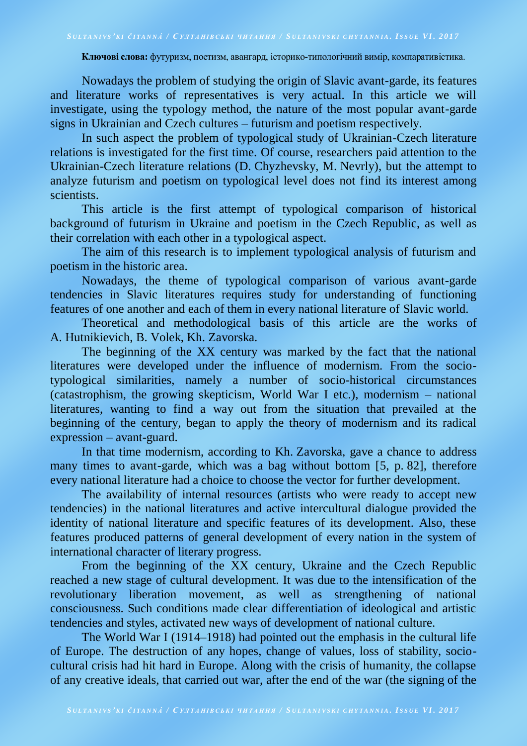**Ключові слова:** футуризм, поетизм, авангард, історико-типологічний вимір, компаративістика.

Nowadays the problem of studying the origin of Slavic avant-garde, its features and literature works of representatives is very actual. In this article we will investigate, using the typology method, the nature of the most popular avant-garde signs in Ukrainian and Czech cultures – futurism and poetism respectively.

In such aspect the problem of typological study of Ukrainian-Czech literature relations is investigated for the first time. Of course, researchers paid attention to the Ukrainian-Czech literature relations (D. Chyzhevsky, M. Nevrly), but the attempt to analyze futurism and poetism on typological level does not find its interest among scientists.

This article is the first attempt of typological comparison of historical background of futurism in Ukraine and poetism in the Czech Republic, as well as their correlation with each other in a typological aspect.

The aim of this research is to implement typological analysis of futurism and poetism in the historic area.

Nowadays, the theme of typological comparison of various avant-garde tendencies in Slavic literatures requires study for understanding of functioning features of one another and each of them in every national literature of Slavic world.

Theoretical and methodological basis of this article are the works of A. Hutnikievich, B. Volek, Kh. Zavorska.

The beginning of the XX century was marked by the fact that the national literatures were developed under the influence of modernism. From the socio-typological similarities, namely a number of socio-historical circumstances (catastrophism, the growing skepticism, World War I etc.), modernism – national literatures, wanting to find a way out from the situation that prevailed at the beginning of the century, began to apply the theory of modernism and its radical expression – avant-guard.

In that time modernism, according to Kh. Zavorska, gave a chance to address many times to avant-garde, which was a bag without bottom [5, p. 82], therefore every national literature had a choice to choose the vector for further development.

The availability of internal resources (artists who were ready to accept new tendencies) in the national literatures and active intercultural dialogue provided the identity of national literature and specific features of its development. Also, these features produced patterns of general development of every nation in the system of international character of literary progress.

From the beginning of the XX century, Ukraine and the Czech Republic reached a new stage of cultural development. It was due to the intensification of the revolutionary liberation movement, as well as strengthening of national consciousness. Such conditions made clear differentiation of ideological and artistic tendencies and styles, activated new ways of development of national culture.

The World War I (1914–1918) had pointed out the emphasis in the cultural life of Europe. The destruction of any hopes, change of values, loss of stability, socio-cultural crisis had hit hard in Europe. Along with the crisis of humanity, the collapse of any creative ideals, that carried out war, after the end of the war (the signing of the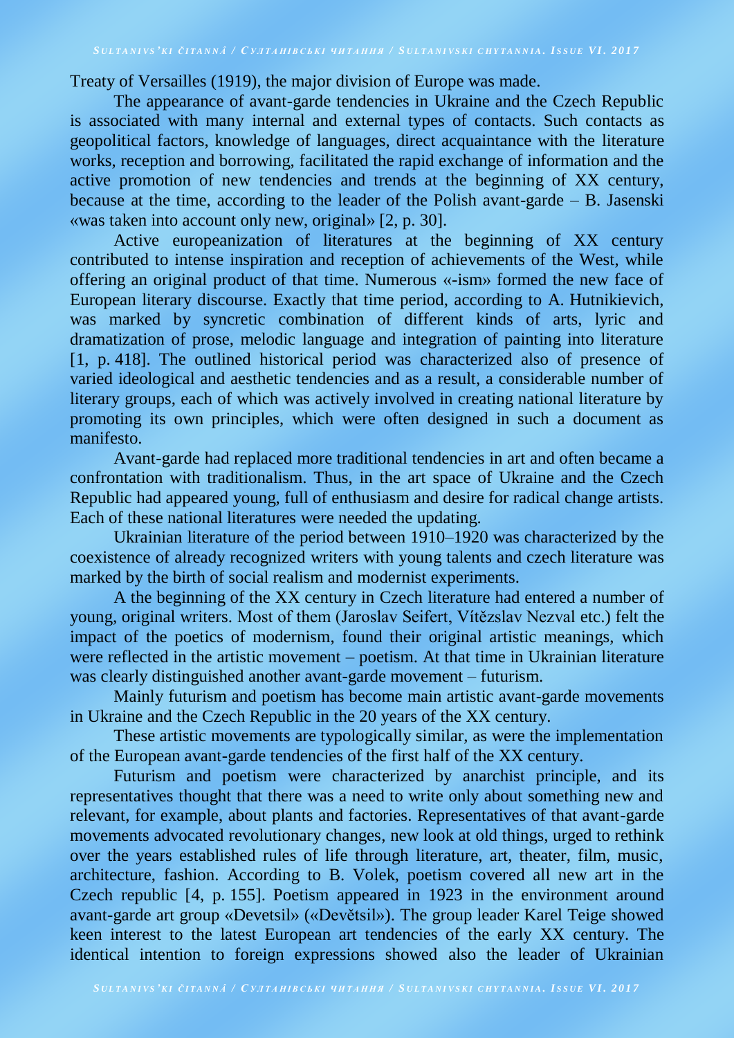Treaty of Versailles (1919), the major division of Europe was made.

The appearance of avant-garde tendencies in Ukraine and the Czech Republic is associated with many internal and external types of contacts. Such contacts as geopolitical factors, knowledge of languages, direct acquaintance with the literature works, reception and borrowing, facilitated the rapid exchange of information and the active promotion of new tendencies and trends at the beginning of XX century, because at the time, according to the leader of the Polish avant-garde – B. Jasenski «was taken into account only new, original» [2, p. 30].

Active europeanization of literatures at the beginning of XX century contributed to intense inspiration and reception of achievements of the West, while offering an original product of that time. Numerous «-ism» formed the new face of European literary discourse. Exactly that time period, according to A. Hutnikievich, was marked by syncretic combination of different kinds of arts, lyric and dramatization of prose, melodic language and integration of painting into literature [1, p. 418]. The outlined historical period was characterized also of presence of varied ideological and aesthetic tendencies and as a result, a considerable number of literary groups, each of which was actively involved in creating national literature by promoting its own principles, which were often designed in such a document as manifesto.

Avant-garde had replaced more traditional tendencies in art and often became a confrontation with traditionalism. Thus, in the art space of Ukraine and the Czech Republic had appeared young, full of enthusiasm and desire for radical change artists. Each of these national literatures were needed the updating.

Ukrainian literature of the period between 1910–1920 was characterized by the coexistence of already recognized writers with young talents and czech literature was marked by the birth of social realism and modernist experiments.

A the beginning of the XX century in Czech literature had entered a number of young, original writers. Most of them (Jaroslav Seifert, Vítězslav Nezval etc.) felt the impact of the poetics of modernism, found their original artistic meanings, which were reflected in the artistic movement – poetism. At that time in Ukrainian literature was clearly distinguished another avant-garde movement – futurism.

Mainly futurism and poetism has become main artistic avant-garde movements in Ukraine and the Czech Republic in the 20 years of the XX century.

These artistic movements are typologically similar, as were the implementation of the European avant-garde tendencies of the first half of the XX century.

Futurism and poetism were characterized by anarchist principle, and its representatives thought that there was a need to write only about something new and relevant, for example, about plants and factories. Representatives of that avant-garde movements advocated revolutionary changes, new look at old things, urged to rethink over the years established rules of life through literature, art, theater, film, music, architecture, fashion. According to B. Volek, poetism covered all new art in the Czech republic [4, p. 155]. Poetism appeared in 1923 in the environment around avant-garde art group «Devetsil» («Devětsil»). The group leader Karel Teige showed keen interest to the latest European art tendencies of the early XX century. The identical intention to foreign expressions showed also the leader of Ukrainian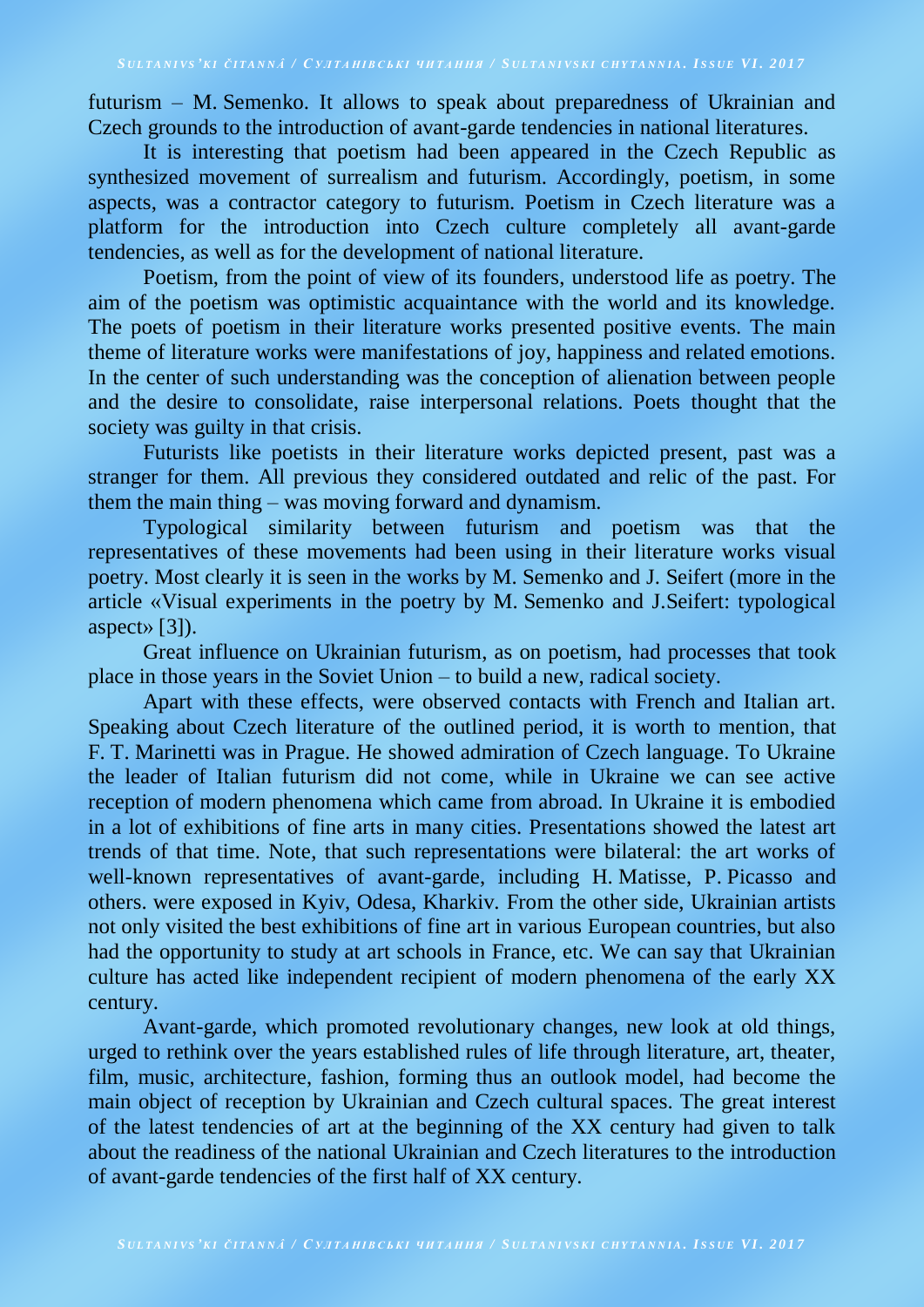futurism – M. Semenko. It allows to speak about preparedness of Ukrainian and Czech grounds to the introduction of avant-garde tendencies in national literatures.

It is interesting that poetism had been appeared in the Czech Republic as synthesized movement of surrealism and futurism. Accordingly, poetism, in some aspects, was a contractor category to futurism. Poetism in Czech literature was a platform for the introduction into Czech culture completely all avant-garde tendencies, as well as for the development of national literature.

Poetism, from the point of view of its founders, understood life as poetry. The aim of the poetism was optimistic acquaintance with the world and its knowledge. The poets of poetism in their literature works presented positive events. The main theme of literature works were manifestations of joy, happiness and related emotions. In the center of such understanding was the conception of alienation between people and the desire to consolidate, raise interpersonal relations. Poets thought that the society was guilty in that crisis.

Futurists like poetists in their literature works depicted present, past was a stranger for them. All previous they considered outdated and relic of the past. For them the main thing – was moving forward and dynamism.

Typological similarity between futurism and poetism was that the representatives of these movements had been using in their literature works visual poetry. Most clearly it is seen in the works by M. Semenko and J. Seifert (more in the article «Visual experiments in the poetry by M. Semenko and J.Seifert: typological aspect» [3]).

Great influence on Ukrainian futurism, as on poetism, had processes that took place in those years in the Soviet Union – to build a new, radical society.

Apart with these effects, were observed contacts with French and Italian art. Speaking about Czech literature of the outlined period, it is worth to mention, that F. T. Marinetti was in Prague. He showed admiration of Czech language. To Ukraine the leader of Italian futurism did not come, while in Ukraine we can see active reception of modern phenomena which came from abroad. In Ukraine it is embodied in a lot of exhibitions of fine arts in many cities. Presentations showed the latest art trends of that time. Note, that such representations were bilateral: the art works of well-known representatives of avant-garde, including H. Matisse, P. Picasso and others. were exposed in Kyiv, Odesa, Kharkiv. From the other side, Ukrainian artists not only visited the best exhibitions of fine art in various European countries, but also had the opportunity to study at art schools in France, etc. We can say that Ukrainian culture has acted like independent recipient of modern phenomena of the early XX century.

Avant-garde, which promoted revolutionary changes, new look at old things, urged to rethink over the years established rules of life through literature, art, theater, film, music, architecture, fashion, forming thus an outlook model, had become the main object of reception by Ukrainian and Czech cultural spaces. The great interest of the latest tendencies of art at the beginning of the XX century had given to talk about the readiness of the national Ukrainian and Czech literatures to the introduction of avant-garde tendencies of the first half of XX century.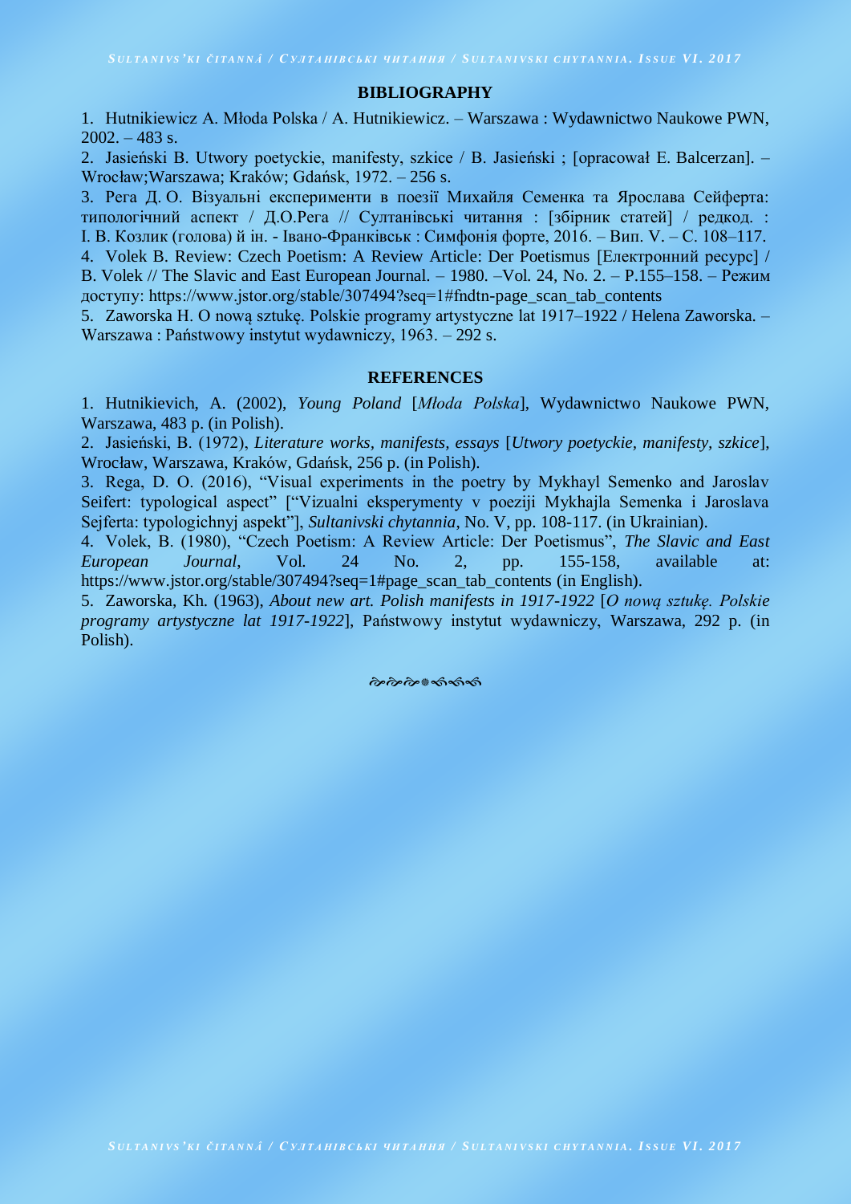## BIBLIOGRAPHY

1. Hutnikiewicz A. Młoda Polska / A. Hutnikiewicz. – Warszawa : Wydawnictwo Naukowe PWN, 2002. – 483 s.
2. Jasieński B. Utwory poetyckie, manifesty, szkice / B. Jasieński ; [opracował E. Balcerzan]. – Wrocław;Warszawa; Kraków; Gdańsk, 1972. – 256 s.
3. Рега Д. О. Візуальні експерименти в поезії Михайля Семенка та Ярослава Сейферта: типологічний аспект / Д.О.Рега // Султанівські читання : [збірник статей] / редкод. : І. В. Козлик (голова) й ін. - Івано-Франківськ : Симфонія форте, 2016. – Вип. V. – С. 108–117.
4. Volek B. Review: Czech Poetism: A Review Article: Der Poetismus [Електронний ресурс] / B. Volek // The Slavic and East European Journal. – 1980. –Vol. 24, No. 2. – P.155–158. – Режим доступу: https://www.jstor.org/stable/307494?seq=1#fndtn-page_scan_tab_contents
5. Zaworska H. O nową sztukę. Polskie programy artystyczne lat 1917–1922 / Helena Zaworska. – Warszawa : Państwowy instytut wydawniczy, 1963. – 292 s.

## REFERENCES

1. Hutnikievich, A. (2002), *Young Poland* [*Młoda Polska*], Wydawnictwo Naukowe PWN, Warszawa, 483 p. (in Polish).
2. Jasieński, B. (1972), *Literature works, manifests, essays* [*Utwory poetyckie, manifesty, szkice*], Wrocław, Warszawa, Kraków, Gdańsk, 256 p. (in Polish).
3. Rega, D. O. (2016), "Visual experiments in the poetry by Mykhayl Semenko and Jaroslav Seifert: typological aspect" ["Vizualni eksperymenty v poeziji Mykhajla Semenka i Jaroslava Sejferta: typologichnyj aspekt"], *Sultanivski chytannia*, No. V, pp. 108-117. (in Ukrainian).
4. Volek, B. (1980), "Czech Poetism: A Review Article: Der Poetismus", *The Slavic and East European Journal*, Vol. 24 No. 2, pp. 155-158, available at: https://www.jstor.org/stable/307494?seq=1#page_scan_tab_contents (in English).
5. Zaworska, Kh. (1963), *About new art. Polish manifests in 1917-1922* [*O nową sztukę. Polskie programy artystyczne lat 1917-1922*], Państwowy instytut wydawniczy, Warszawa, 292 p. (in Polish).